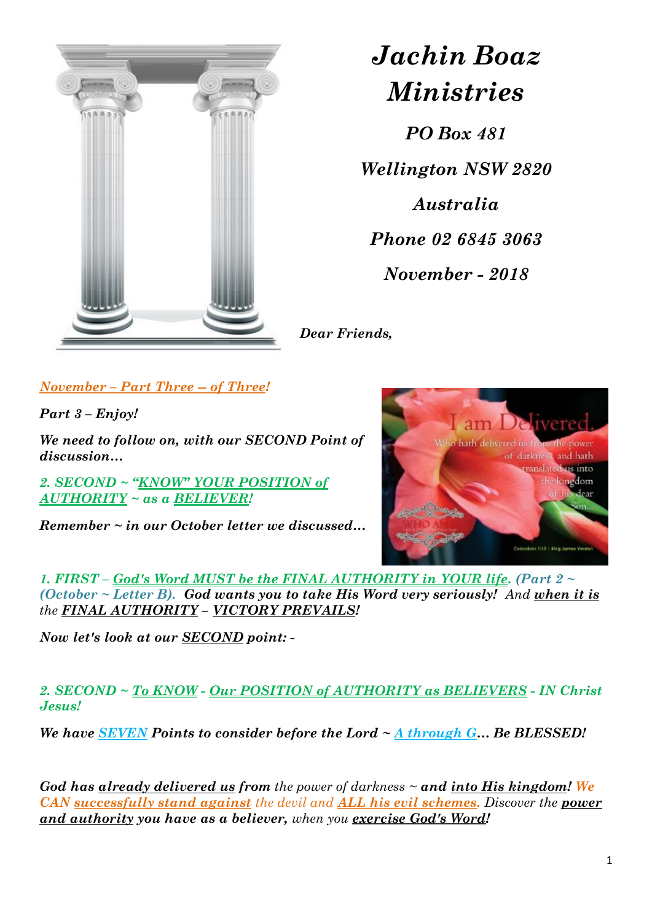# Jachin Boaz Ministries

*PO Box 481*

*Wellington NSW 2820*

*Australia*

*Phone 02 6845 3063*

*November - 2018*

***Dear Friends,***

***November – Part Three -- of Three!***

***Part 3 – Enjoy!***

***We need to follow on, with our SECOND Point of discussion…***

***2. SECOND ~ "KNOW" YOUR POSITION of AUTHORITY ~ as a BELIEVER!***

***Remember ~ in our October letter we discussed…***

***1. FIRST – God's Word MUST be the FINAL AUTHORITY in YOUR life. (Part 2 ~ (October ~ Letter B). God wants you to take His Word very seriously!*** *And* ***when it is*** *the* ***FINAL AUTHORITY – VICTORY PREVAILS!***

***Now let's look at our SECOND point: -***

***2. SECOND ~ To KNOW - Our POSITION of AUTHORITY as BELIEVERS - IN Christ Jesus!***

***We have SEVEN Points to consider before the Lord ~ A through G… Be BLESSED!***

***God has already delivered us from*** *the power of darkness ~* ***and into His kingdom! We CAN successfully stand against*** *the devil and* ***ALL his evil schemes.*** *Discover the* ***power and authority you have as a believer,*** *when you* ***exercise God's Word!***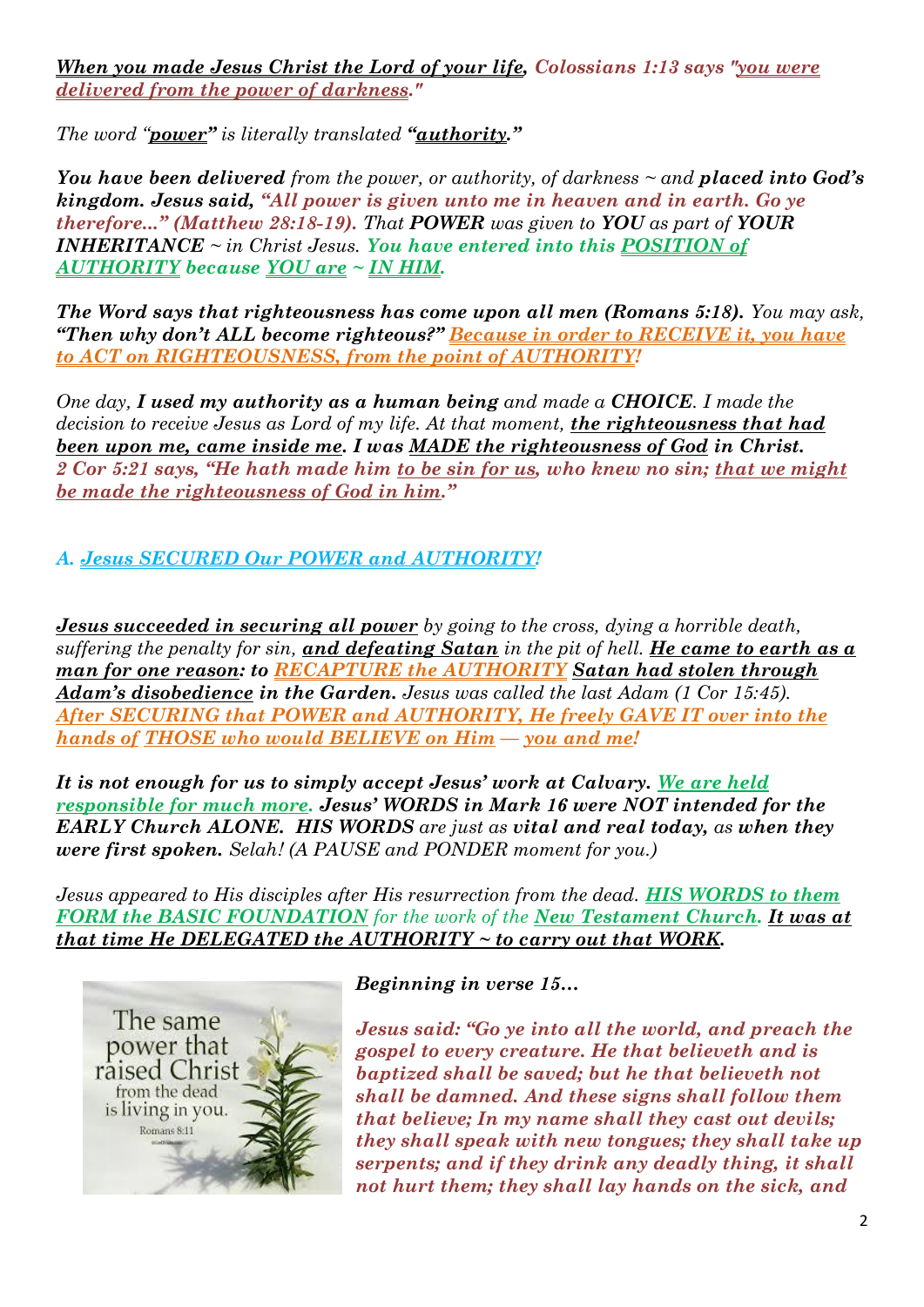***When you made Jesus Christ the Lord of your life, Colossians 1:13 says "you were delivered from the power of darkness."***

*The word "**power**" is literally translated **"authority."***

***You have been delivered** from the power, or authority, of darkness ~ and **placed into God's kingdom. Jesus said, "All power is given unto me in heaven and in earth. Go ye therefore..." (Matthew 28:18-19).** That **POWER** was given to **YOU** as part of **YOUR INHERITANCE** ~ in Christ Jesus. **You have entered into this POSITION of AUTHORITY because YOU are ~ IN HIM.***

***The Word says that righteousness has come upon all men (Romans 5:18).** You may ask, **"Then why don't ALL become righteous?" Because in order to RECEIVE it, you have to ACT on RIGHTEOUSNESS, from the point of AUTHORITY!***

*One day, **I used my authority as a human being** and made a **CHOICE**. I made the decision to receive Jesus as Lord of my life. At that moment, **the righteousness that had been upon me, came inside me. I was MADE the righteousness of God in Christ. 2 Cor 5:21 says, "He hath made him to be sin for us, who knew no sin; that we might be made the righteousness of God in him."***

### *A. Jesus SECURED Our POWER and AUTHORITY!*

***Jesus succeeded in securing all power** by going to the cross, dying a horrible death, suffering the penalty for sin, **and defeating Satan** in the pit of hell. **He came to earth as a man for one reason: to RECAPTURE the AUTHORITY Satan had stolen through Adam's disobedience in the Garden.** Jesus was called the last Adam (1 Cor 15:45). **After SECURING that POWER and AUTHORITY, He freely GAVE IT over into the hands of THOSE who would BELIEVE on Him — you and me!***

***It is not enough for us to simply accept Jesus' work at Calvary. We are held responsible for much more. Jesus' WORDS in Mark 16 were NOT intended for the EARLY Church ALONE. HIS WORDS** are just as **vital and real today,** as **when they were first spoken.** Selah! (A PAUSE and PONDER moment for you.)*

*Jesus appeared to His disciples after His resurrection from the dead. **HIS WORDS to them FORM the BASIC FOUNDATION** for the work of the **New Testament Church. It was at that time He DELEGATED the AUTHORITY ~ to carry out that WORK.***

The same power that raised Christ from the dead is living in you.
Romans 8:11

***Beginning in verse 15...***

***Jesus said: "Go ye into all the world, and preach the gospel to every creature. He that believeth and is baptized shall be saved; but he that believeth not shall be damned. And these signs shall follow them that believe; In my name shall they cast out devils; they shall speak with new tongues; they shall take up serpents; and if they drink any deadly thing, it shall not hurt them; they shall lay hands on the sick, and***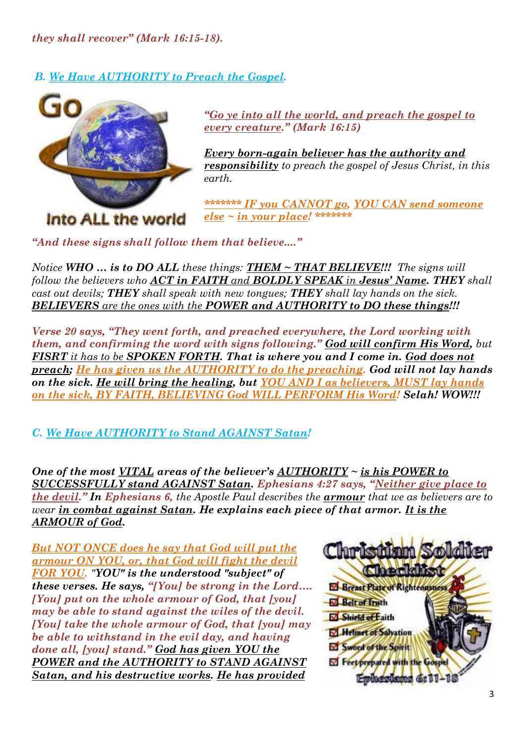*they shall recover" (Mark 16:15-18).*

### *B. We Have AUTHORITY to Preach the Gospel.*

*"Go ye into all the world, and preach the gospel to every creature." (Mark 16:15)*

***Every born-again believer has the authority and responsibility*** *to preach the gospel of Jesus Christ, in this earth.*

****\*\*\*\*\*\*\* IF you CANNOT go, YOU CAN send someone else ~ in your place! \*\*\*\*\*\*\*****

*"And these signs shall follow them that believe...."*

*Notice* ***WHO ... is to DO ALL*** *these things:* ***THEM ~ THAT BELIEVE!!!*** *The signs will follow the believers who* ***ACT in FAITH*** *and* ***BOLDLY SPEAK*** *in* ***Jesus' Name. THEY*** *shall cast out devils;* ***THEY*** *shall speak with new tongues;* ***THEY*** *shall lay hands on the sick.* ***BELIEVERS*** *are the ones with the* ***POWER and AUTHORITY to DO these things!!!***

***Verse 20 says, "They went forth, and preached everywhere, the Lord working with them, and confirming the word with signs following." God will confirm His Word,*** *but* ***FISRT*** *it has to be* ***SPOKEN FORTH. That is where you and I come in. God does not preach; He has given us the AUTHORITY to do the preaching. God will not lay hands on the sick. He will bring the healing, but YOU AND I as believers, MUST lay hands on the sick, BY FAITH, BELIEVING God WILL PERFORM His Word! Selah! WOW!!!***

### *C. We Have AUTHORITY to Stand AGAINST Satan!*

***One of the most VITAL areas of the believer's AUTHORITY ~ is his POWER to SUCCESSFULLY stand AGAINST Satan. Ephesians 4:27 says, "Neither give place to the devil." In Ephesians 6,*** *the Apostle Paul describes the* ***armour*** *that we as believers are to wear* ***in combat against Satan. He explains each piece of that armor. It is the ARMOUR of God.***

***But NOT ONCE does he say that God will put the armour ON YOU, or, that God will fight the devil FOR YOU. "YOU" is the understood "subject" of these verses. He says, "[You] be strong in the Lord.... [You] put on the whole armour of God, that [you] may be able to stand against the wiles of the devil. [You] take the whole armour of God, that [you] may be able to withstand in the evil day, and having done all, [you] stand." God has given YOU the POWER and the AUTHORITY to STAND AGAINST Satan, and his destructive works. He has provided***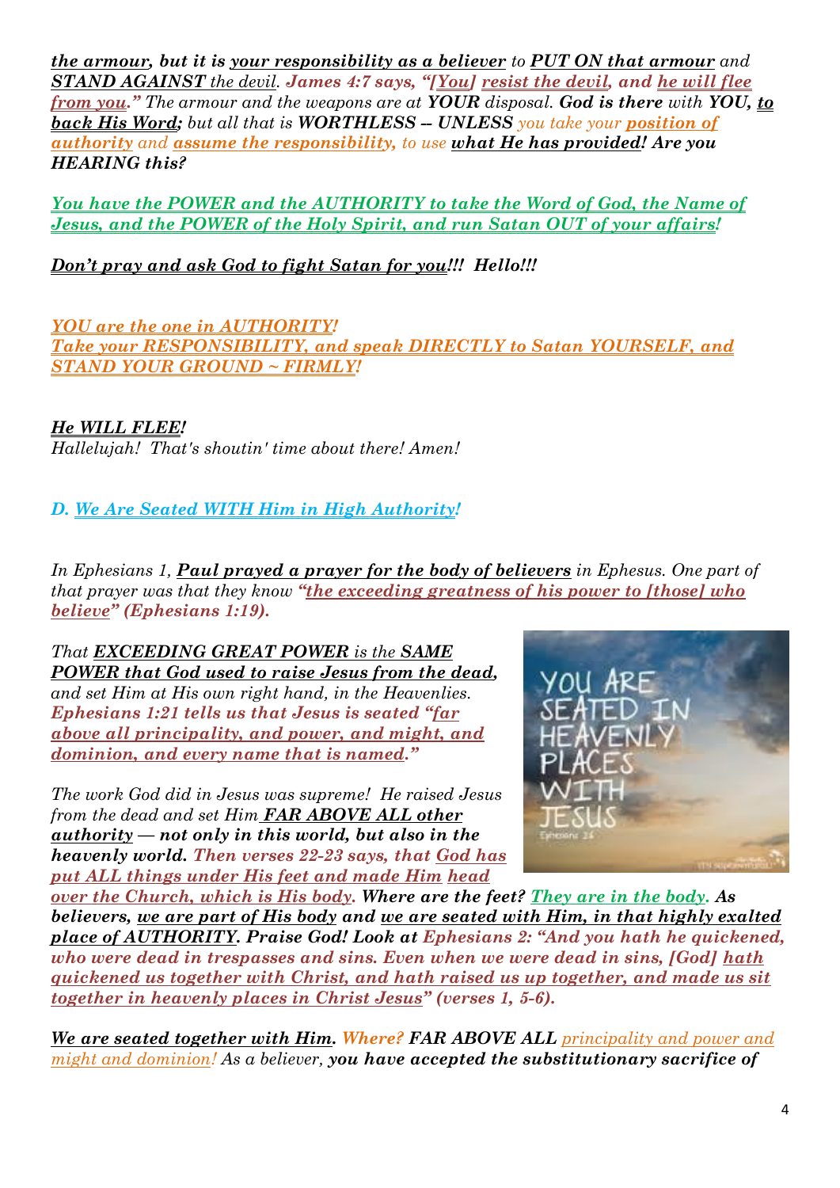***the armour, but it is your responsibility as a believer** to **PUT ON that armour** and **STAND AGAINST** the devil. **James 4:7 says, "[You] resist the devil, and he will flee from you."** The armour and the weapons are at **YOUR** disposal. **God is there** with **YOU, to back His Word;** but all that is **WORTHLESS -- UNLESS** you take your **position of authority** and **assume the responsibility,** to use **what He has provided! Are you HEARING this?***

***You have the POWER and the AUTHORITY to take the Word of God, the Name of Jesus, and the POWER of the Holy Spirit, and run Satan OUT of your affairs!***

***Don't pray and ask God to fight Satan for you!!! Hello!!!***

***YOU are the one in AUTHORITY!***
***Take your RESPONSIBILITY, and speak DIRECTLY to Satan YOURSELF, and STAND YOUR GROUND ~ FIRMLY!***

***He WILL FLEE!***
*Hallelujah! That's shoutin' time about there! Amen!*

### *D. We Are Seated WITH Him in High Authority!*

*In Ephesians 1, **Paul prayed a prayer for the body of believers** in Ephesus. One part of that prayer was that they know **"the exceeding greatness of his power to [those] who believe" (Ephesians 1:19).***

*That **EXCEEDING GREAT POWER** is the **SAME POWER that God used to raise Jesus from the dead,** and set Him at His own right hand, in the Heavenlies. **Ephesians 1:21 tells us that Jesus is seated "far above all principality, and power, and might, and dominion, and every name that is named."***

*The work God did in Jesus was supreme! He raised Jesus from the dead and set Him **FAR ABOVE ALL other authority — not only in this world, but also in the heavenly world. Then verses 22-23 says, that God has put ALL things under His feet and made Him head over the Church, which is His body. Where are the feet? They are in the body. As believers, we are part of His body and we are seated with Him, in that highly exalted place of AUTHORITY. Praise God! Look at Ephesians 2: "And you hath he quickened, who were dead in trespasses and sins. Even when we were dead in sins, [God] hath quickened us together with Christ, and hath raised us up together, and made us sit together in heavenly places in Christ Jesus" (verses 1, 5-6).***

***We are seated together with Him. Where? FAR ABOVE ALL** principality and power and might and dominion! As a believer, **you have accepted the substitutionary sacrifice of***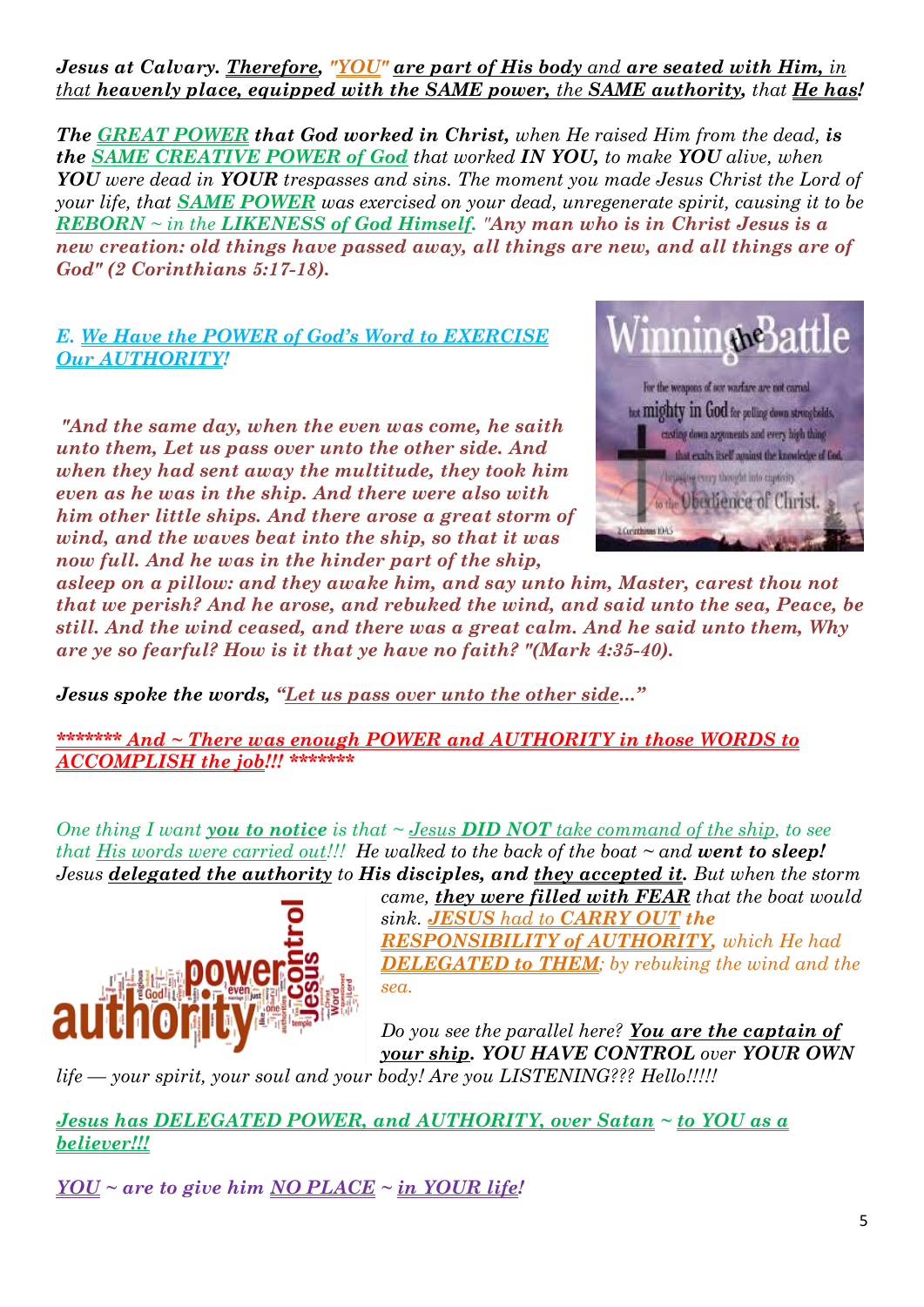***Jesus at Calvary. Therefore, "YOU" are part of His body** and **are seated with Him,** in that **heavenly place, equipped with the SAME power,** the **SAME authority,** that **He has!***

***The GREAT POWER that God worked in Christ,** when He raised Him from the dead, **is the SAME CREATIVE POWER of God** that worked **IN YOU,** to make **YOU** alive, when **YOU** were dead in **YOUR** trespasses and sins. The moment you made Jesus Christ the Lord of your life, that **SAME POWER** was exercised on your dead, unregenerate spirit, causing it to be **REBORN** ~ in the **LIKENESS of God Himself. "Any man who is in Christ Jesus is a new creation: old things have passed away, all things are new, and all things are of God" (2 Corinthians 5:17-18).***

### *E. We Have the POWER of God's Word to EXERCISE Our AUTHORITY!*

***"And the same day, when the even was come, he saith unto them, Let us pass over unto the other side. And when they had sent away the multitude, they took him even as he was in the ship. And there were also with him other little ships. And there arose a great storm of wind, and the waves beat into the ship, so that it was now full. And he was in the hinder part of the ship, asleep on a pillow: and they awake him, and say unto him, Master, carest thou not that we perish? And he arose, and rebuked the wind, and said unto the sea, Peace, be still. And the wind ceased, and there was a great calm. And he said unto them, Why are ye so fearful? How is it that ye have no faith? "(Mark 4:35-40).***

***Jesus spoke the words, "Let us pass over unto the other side..."***

***\*\*\*\*\*\*\* And ~ There was enough POWER and AUTHORITY in those WORDS to ACCOMPLISH the job!!! \*\*\*\*\*\*\****

*One thing I want **you to notice** is that ~ Jesus **DID NOT** take command of the ship, to see that His words were carried out!!! He walked to the back of the boat ~ and **went to sleep!** Jesus **delegated the authority** to **His disciples, and they accepted it.** But when the storm came, **they were filled with FEAR** that the boat would sink. **JESUS** had to **CARRY OUT** the **RESPONSIBILITY of AUTHORITY,** which He had **DELEGATED to THEM**; by rebuking the wind and the sea.*

*Do you see the parallel here? **You are the captain of your ship. YOU HAVE CONTROL** over **YOUR OWN** life — your spirit, your soul and your body! Are you LISTENING??? Hello!!!!!*

***Jesus has DELEGATED POWER, and AUTHORITY, over Satan ~ to YOU as a believer!!!***

***YOU ~ are to give him NO PLACE ~ in YOUR life!***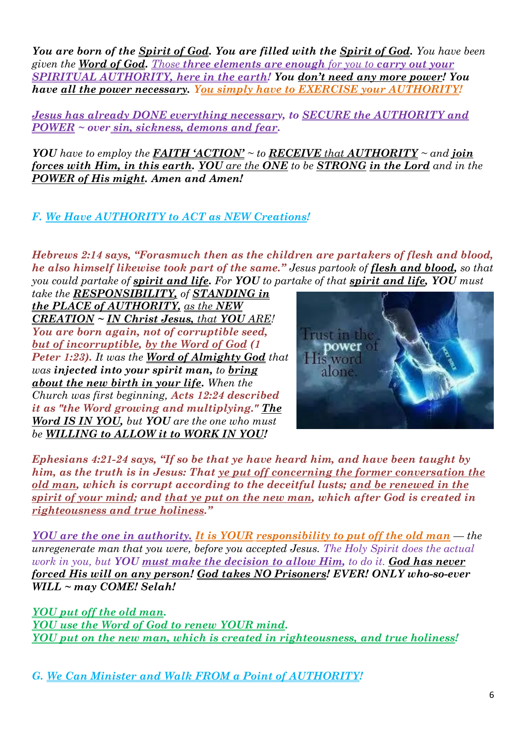***You are born of the Spirit of God. You are filled with the Spirit of God.*** *You have been given the **Word of God**. Those **three elements are enough** for you to **carry out your SPIRITUAL AUTHORITY, here in the earth**! **You don't need any more power! You have all the power necessary. You simply have to EXERCISE your AUTHORITY!***

***Jesus has already DONE everything necessary, to SECURE the AUTHORITY and POWER ~ over sin, sickness, demons and fear.***

***YOU** have to employ the **FAITH 'ACTION'** ~ to **RECEIVE** that **AUTHORITY** ~ and **join forces with Him, in this earth. YOU** are the **ONE** to be **STRONG in the Lord** and in the **POWER of His might. Amen and Amen!***

### *F. We Have AUTHORITY to ACT as NEW Creations!*

***Hebrews 2:14 says, "Forasmuch then as the children are partakers of flesh and blood, he also himself likewise took part of the same."*** *Jesus partook of **flesh and blood,** so that you could partake of **spirit and life.** For **YOU** to partake of that **spirit and life, YOU** must take the **RESPONSIBILITY,** of **STANDING in the PLACE of AUTHORITY,** as the **NEW CREATION** ~ **IN Christ Jesus,** that **YOU** ARE! **You are born again, not of corruptible seed, but of incorruptible, by the Word of God (1 Peter 1:23).** It was the **Word of Almighty God** that was **injected into your spirit man,** to **bring about the new birth in your life.** When the Church was first beginning, **Acts 12:24 described it as "the Word growing and multiplying." The Word IS IN YOU,** but **YOU** are the one who must be **WILLING to ALLOW it to WORK IN YOU!***

***Ephesians 4:21-24 says, "If so be that ye have heard him, and have been taught by him, as the truth is in Jesus: That ye put off concerning the former conversation the old man, which is corrupt according to the deceitful lusts; and be renewed in the spirit of your mind; and that ye put on the new man, which after God is created in righteousness and true holiness."***

***YOU are the one in authority. It is YOUR responsibility to put off the old man*** *— the unregenerate man that you were, before you accepted Jesus. The Holy Spirit does the actual work in you, but **YOU must make the decision to allow Him,** to do it. **God has never forced His will on any person! God takes NO Prisoners! EVER! ONLY who-so-ever WILL ~ may COME! Selah!***

***YOU put off the old man.***
***YOU use the Word of God to renew YOUR mind.***
***YOU put on the new man, which is created in righteousness, and true holiness!***

### *G. We Can Minister and Walk FROM a Point of AUTHORITY!*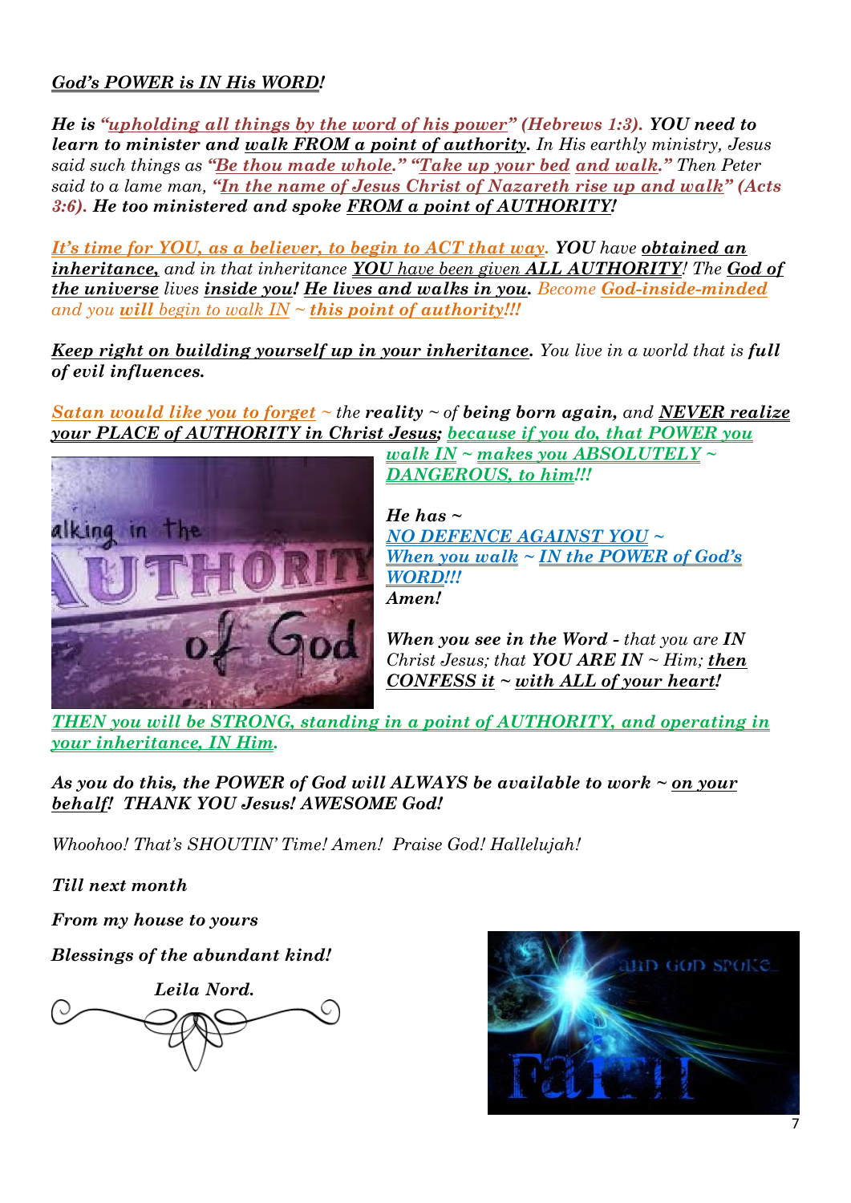***God's POWER is IN His WORD!***

***He is "upholding all things by the word of his power" (Hebrews 1:3). YOU need to learn to minister and walk FROM a point of authority.*** *In His earthly ministry, Jesus said such things as **"Be thou made whole." "Take up your bed and walk."** Then Peter said to a lame man, **"In the name of Jesus Christ of Nazareth rise up and walk" (Acts 3:6). He too ministered and spoke FROM a point of AUTHORITY!***

***It's time for YOU, as a believer, to begin to ACT that way. YOU** have **obtained an inheritance,** and in that inheritance **YOU** have been given **ALL AUTHORITY**! The **God of the universe** lives **inside you! He lives and walks in you.** Become **God-inside-minded** and you **will** begin to walk IN ~ **this point of authority!!!***

***Keep right on building yourself up in your inheritance.** You live in a world that is **full of evil influences.***

***Satan would like you to forget** ~ the **reality** ~ of **being born again,** and **NEVER realize your PLACE of AUTHORITY in Christ Jesus; because if you do, that POWER you walk IN ~ makes you ABSOLUTELY ~ DANGEROUS, to him!!!***

***He has ~***
***NO DEFENCE AGAINST YOU ~***
***When you walk ~ IN the POWER of God's WORD!!!***
***Amen!***

***When you see in the Word** - that you are **IN** Christ Jesus; that **YOU ARE IN** ~ Him; **then CONFESS it ~ with ALL of your heart!***

***THEN you will be STRONG, standing in a point of AUTHORITY, and operating in your inheritance, IN Him.***

***As you do this, the POWER of God will ALWAYS be available to work ~ on your behalf! THANK YOU Jesus! AWESOME God!***

*Whoohoo! That's SHOUTIN' Time! Amen! Praise God! Hallelujah!*

***Till next month***

***From my house to yours***

***Blessings of the abundant kind!***

***Leila Nord.***